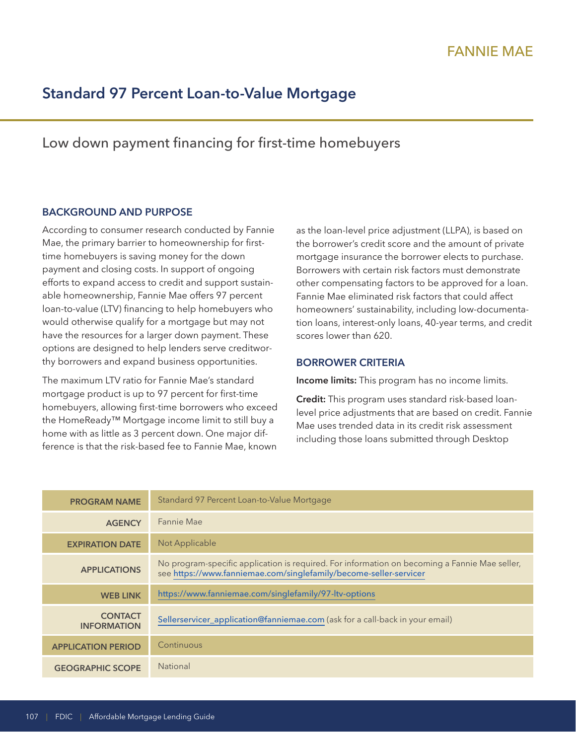FANNIE MAE

# Standard 97 Percent Loan-to-Value Mortgage

## Low down payment financing for first-time homebuyers

### BACKGROUND AND PURPOSE

According to consumer research conducted by Fannie Mae, the primary barrier to homeownership for first-time homebuyers is saving money for the down payment and closing costs. In support of ongoing efforts to expand access to credit and support sustainable homeownership, Fannie Mae offers 97 percent loan-to-value (LTV) financing to help homebuyers who would otherwise qualify for a mortgage but may not have the resources for a larger down payment. These options are designed to help lenders serve creditworthy borrowers and expand business opportunities.

The maximum LTV ratio for Fannie Mae's standard mortgage product is up to 97 percent for first-time homebuyers, allowing first-time borrowers who exceed the HomeReady™ Mortgage income limit to still buy a home with as little as 3 percent down. One major difference is that the risk-based fee to Fannie Mae, known as the loan-level price adjustment (LLPA), is based on the borrower's credit score and the amount of private mortgage insurance the borrower elects to purchase. Borrowers with certain risk factors must demonstrate other compensating factors to be approved for a loan. Fannie Mae eliminated risk factors that could affect homeowners' sustainability, including low-documentation loans, interest-only loans, 40-year terms, and credit scores lower than 620.

### BORROWER CRITERIA

**Income limits:** This program has no income limits.

**Credit:** This program uses standard risk-based loan-level price adjustments that are based on credit. Fannie Mae uses trended data in its credit risk assessment including those loans submitted through Desktop

| | |
|---|---|
| **PROGRAM NAME** | Standard 97 Percent Loan-to-Value Mortgage |
| **AGENCY** | Fannie Mae |
| **EXPIRATION DATE** | Not Applicable |
| **APPLICATIONS** | No program-specific application is required. For information on becoming a Fannie Mae seller, see https://www.fanniemae.com/singlefamily/become-seller-servicer |
| **WEB LINK** | https://www.fanniemae.com/singlefamily/97-ltv-options |
| **CONTACT INFORMATION** | Sellerservicer_application@fanniemae.com (ask for a call-back in your email) |
| **APPLICATION PERIOD** | Continuous |
| **GEOGRAPHIC SCOPE** | National |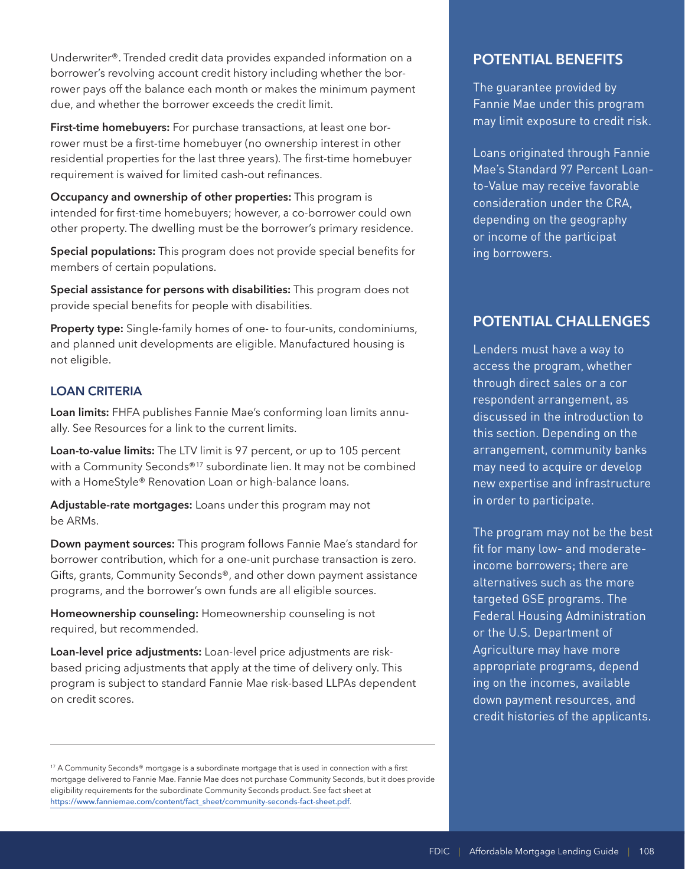Underwriter®. Trended credit data provides expanded information on a borrower's revolving account credit history including whether the borrower pays off the balance each month or makes the minimum payment due, and whether the borrower exceeds the credit limit.

**First-time homebuyers:** For purchase transactions, at least one borrower must be a first-time homebuyer (no ownership interest in other residential properties for the last three years). The first-time homebuyer requirement is waived for limited cash-out refinances.

**Occupancy and ownership of other properties:** This program is intended for first-time homebuyers; however, a co-borrower could own other property. The dwelling must be the borrower's primary residence.

**Special populations:** This program does not provide special benefits for members of certain populations.

**Special assistance for persons with disabilities:** This program does not provide special benefits for people with disabilities.

**Property type:** Single-family homes of one- to four-units, condominiums, and planned unit developments are eligible. Manufactured housing is not eligible.

### LOAN CRITERIA

**Loan limits:** FHFA publishes Fannie Mae's conforming loan limits annually. See Resources for a link to the current limits.

**Loan-to-value limits:** The LTV limit is 97 percent, or up to 105 percent with a Community Seconds®[17] subordinate lien. It may not be combined with a HomeStyle® Renovation Loan or high-balance loans.

**Adjustable-rate mortgages:** Loans under this program may not be ARMs.

**Down payment sources:** This program follows Fannie Mae's standard for borrower contribution, which for a one-unit purchase transaction is zero. Gifts, grants, Community Seconds®, and other down payment assistance programs, and the borrower's own funds are all eligible sources.

**Homeownership counseling:** Homeownership counseling is not required, but recommended.

**Loan-level price adjustments:** Loan-level price adjustments are risk-based pricing adjustments that apply at the time of delivery only. This program is subject to standard Fannie Mae risk-based LLPAs dependent on credit scores.

---

[17] A Community Seconds® mortgage is a subordinate mortgage that is used in connection with a first mortgage delivered to Fannie Mae. Fannie Mae does not purchase Community Seconds, but it does provide eligibility requirements for the subordinate Community Seconds product. See fact sheet at https://www.fanniemae.com/content/fact_sheet/community-seconds-fact-sheet.pdf.

## POTENTIAL BENEFITS

The guarantee provided by Fannie Mae under this program may limit exposure to credit risk.

Loans originated through Fannie Mae's Standard 97 Percent Loan-to-Value may receive favorable consideration under the CRA, depending on the geography or income of the participating borrowers.

## POTENTIAL CHALLENGES

Lenders must have a way to access the program, whether through direct sales or a correspondent arrangement, as discussed in the introduction to this section. Depending on the arrangement, community banks may need to acquire or develop new expertise and infrastructure in order to participate.

The program may not be the best fit for many low- and moderate-income borrowers; there are alternatives such as the more targeted GSE programs. The Federal Housing Administration or the U.S. Department of Agriculture may have more appropriate programs, depending on the incomes, available down payment resources, and credit histories of the applicants.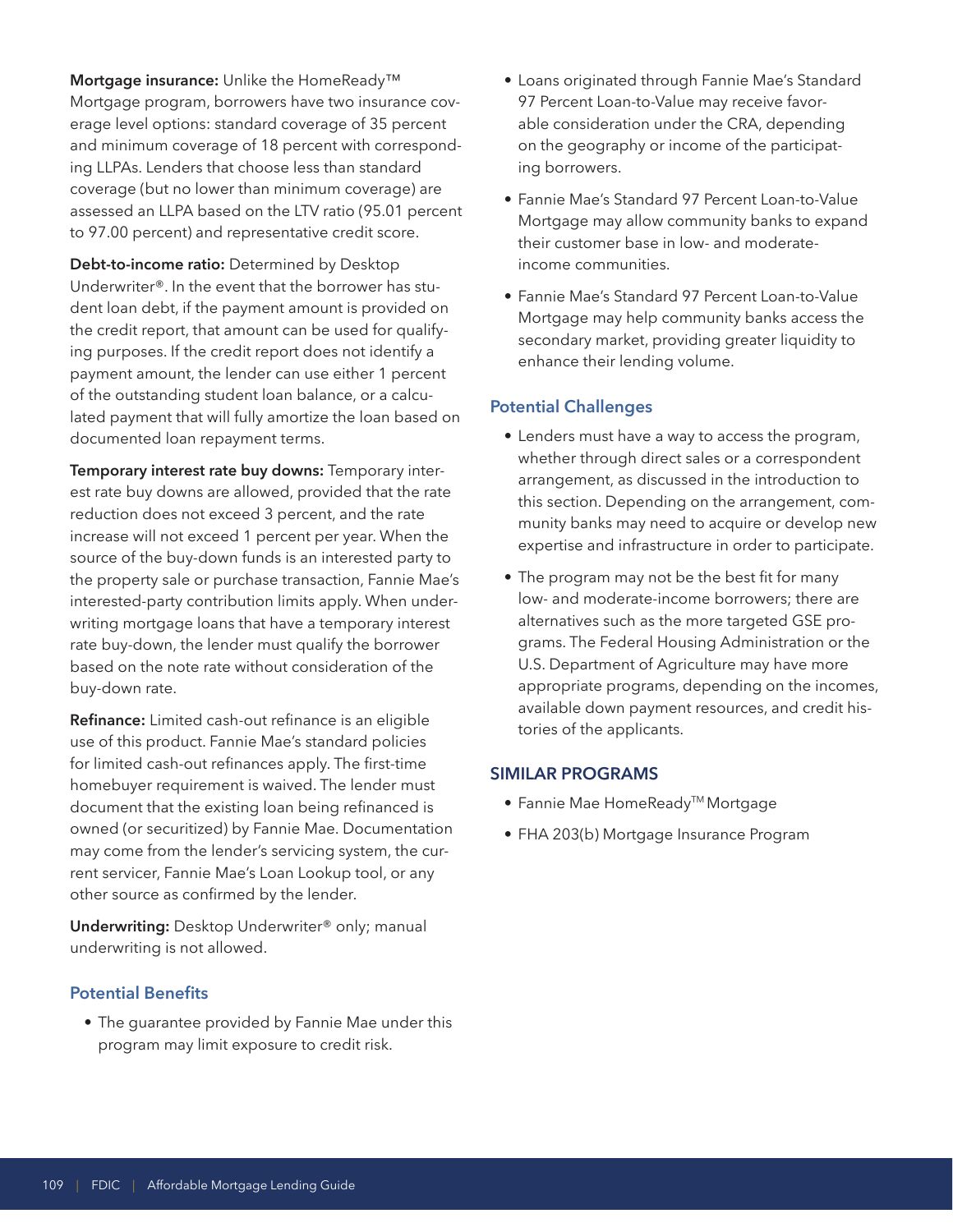**Mortgage insurance:** Unlike the HomeReady™ Mortgage program, borrowers have two insurance coverage level options: standard coverage of 35 percent and minimum coverage of 18 percent with corresponding LLPAs. Lenders that choose less than standard coverage (but no lower than minimum coverage) are assessed an LLPA based on the LTV ratio (95.01 percent to 97.00 percent) and representative credit score.

**Debt-to-income ratio:** Determined by Desktop Underwriter®. In the event that the borrower has student loan debt, if the payment amount is provided on the credit report, that amount can be used for qualifying purposes. If the credit report does not identify a payment amount, the lender can use either 1 percent of the outstanding student loan balance, or a calculated payment that will fully amortize the loan based on documented loan repayment terms.

**Temporary interest rate buy downs:** Temporary interest rate buy downs are allowed, provided that the rate reduction does not exceed 3 percent, and the rate increase will not exceed 1 percent per year. When the source of the buy-down funds is an interested party to the property sale or purchase transaction, Fannie Mae's interested-party contribution limits apply. When underwriting mortgage loans that have a temporary interest rate buy-down, the lender must qualify the borrower based on the note rate without consideration of the buy-down rate.

**Refinance:** Limited cash-out refinance is an eligible use of this product. Fannie Mae's standard policies for limited cash-out refinances apply. The first-time homebuyer requirement is waived. The lender must document that the existing loan being refinanced is owned (or securitized) by Fannie Mae. Documentation may come from the lender's servicing system, the current servicer, Fannie Mae's Loan Lookup tool, or any other source as confirmed by the lender.

**Underwriting:** Desktop Underwriter® only; manual underwriting is not allowed.

### Potential Benefits

- The guarantee provided by Fannie Mae under this program may limit exposure to credit risk.
- Loans originated through Fannie Mae's Standard 97 Percent Loan-to-Value may receive favorable consideration under the CRA, depending on the geography or income of the participating borrowers.
- Fannie Mae's Standard 97 Percent Loan-to-Value Mortgage may allow community banks to expand their customer base in low- and moderate-income communities.
- Fannie Mae's Standard 97 Percent Loan-to-Value Mortgage may help community banks access the secondary market, providing greater liquidity to enhance their lending volume.

### Potential Challenges

- Lenders must have a way to access the program, whether through direct sales or a correspondent arrangement, as discussed in the introduction to this section. Depending on the arrangement, community banks may need to acquire or develop new expertise and infrastructure in order to participate.
- The program may not be the best fit for many low- and moderate-income borrowers; there are alternatives such as the more targeted GSE programs. The Federal Housing Administration or the U.S. Department of Agriculture may have more appropriate programs, depending on the incomes, available down payment resources, and credit histories of the applicants.

## SIMILAR PROGRAMS

- Fannie Mae HomeReady™ Mortgage
- FHA 203(b) Mortgage Insurance Program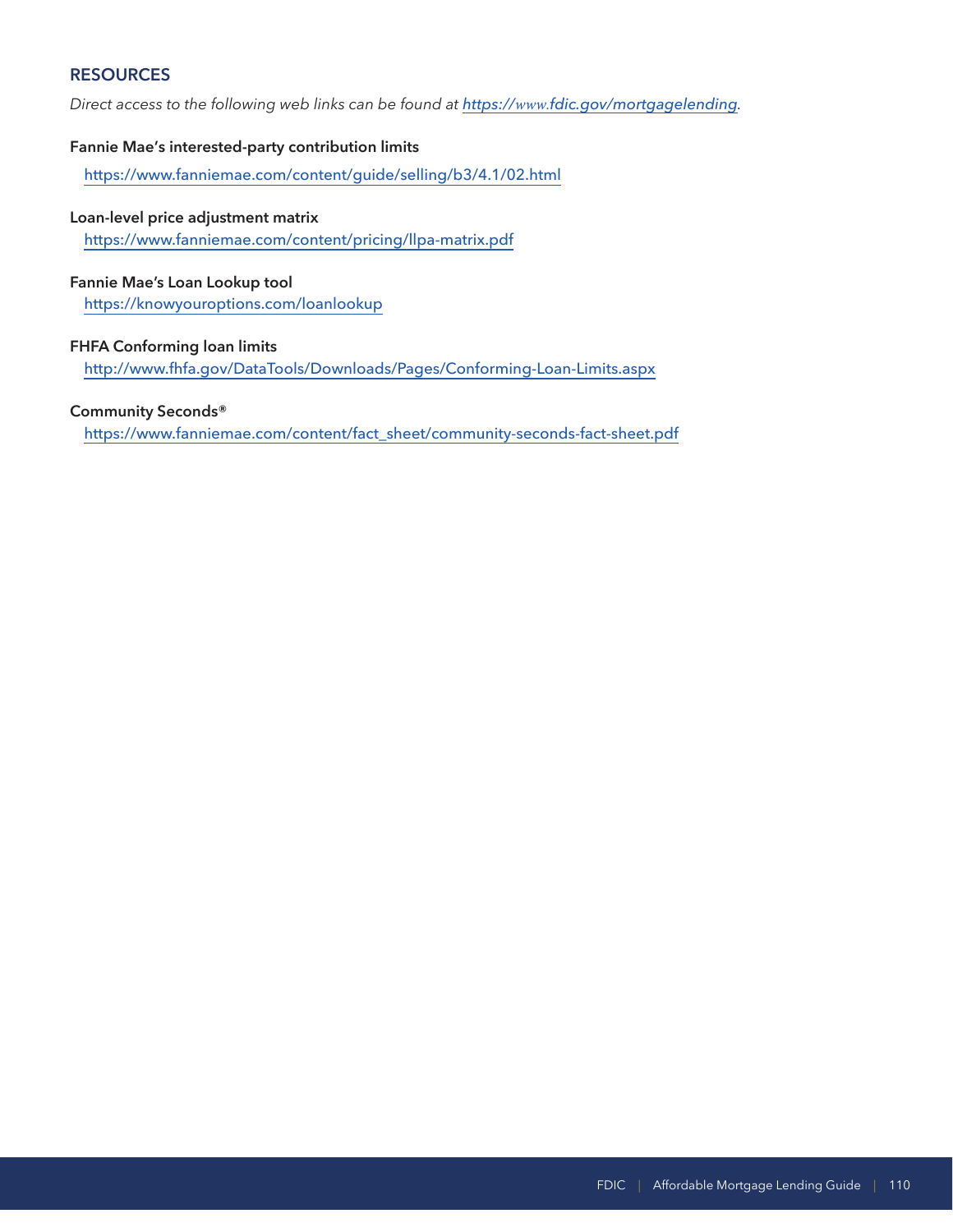## RESOURCES

*Direct access to the following web links can be found at https://www.fdic.gov/mortgagelending.*

**Fannie Mae's interested-party contribution limits**

https://www.fanniemae.com/content/guide/selling/b3/4.1/02.html

**Loan-level price adjustment matrix**

https://www.fanniemae.com/content/pricing/llpa-matrix.pdf

**Fannie Mae's Loan Lookup tool**

https://knowyouroptions.com/loanlookup

**FHFA Conforming loan limits**

http://www.fhfa.gov/DataTools/Downloads/Pages/Conforming-Loan-Limits.aspx

**Community Seconds®**

https://www.fanniemae.com/content/fact_sheet/community-seconds-fact-sheet.pdf